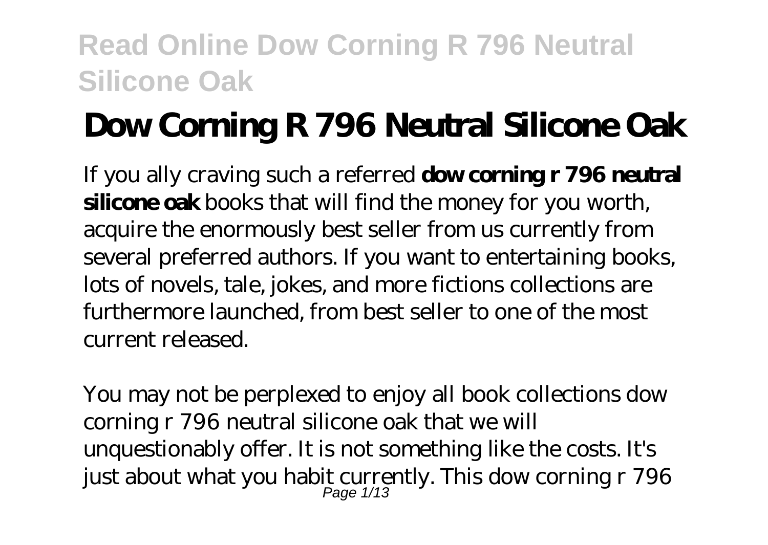# Dow Corning R 796 Neutral Silicone Oak

If you ally craving such a referred **dow corning r 796 neutral silicone oak** books that will find the money for you worth, acquire the enormously best seller from us currently from several preferred authors. If you want to entertaining books, lots of novels, tale, jokes, and more fictions collections are furthermore launched, from best seller to one of the most current released.

You may not be perplexed to enjoy all book collections dow corning r 796 neutral silicone oak that we will unquestionably offer. It is not something like the costs. It's just about what you habit currently. This dow corning r 796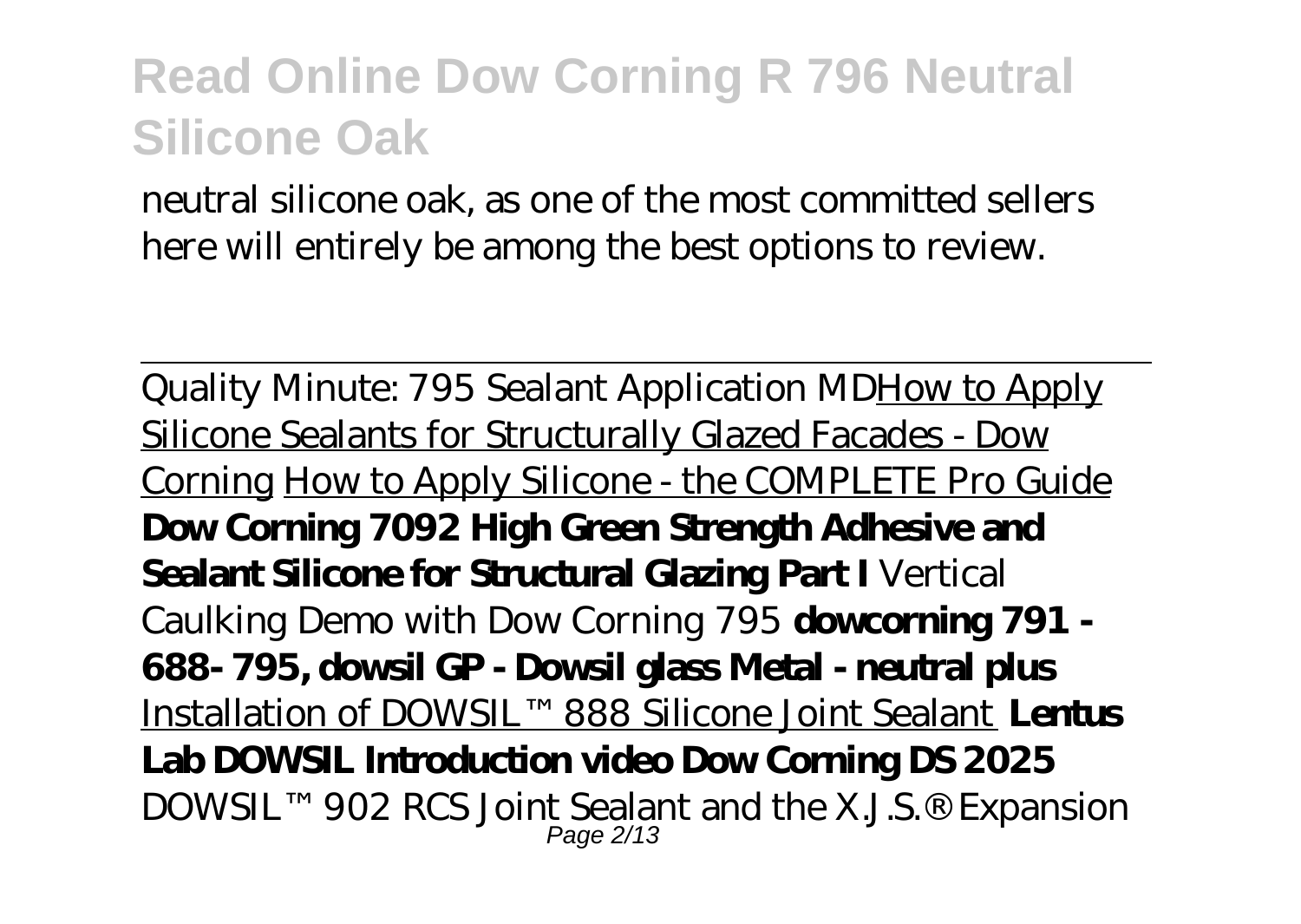neutral silicone oak, as one of the most committed sellers here will entirely be among the best options to review.

Quality Minute: 795 Sealant Application MDHow to Apply Silicone Sealants for Structurally Glazed Facades - Dow Corning How to Apply Silicone - the COMPLETE Pro Guide **Dow Corning 7092 High Green Strength Adhesive and Sealant Silicone for Structural Glazing Part I** *Vertical Caulking Demo with Dow Corning 795* **dowcorning 791 - 688- 795, dowsil GP - Dowsil glass Metal - neutral plus** Installation of DOWSIL™ 888 Silicone Joint Sealant **Lentus Lab DOWSIL Introduction video Dow Corning DS 2025** *DOWSIL™ 902 RCS Joint Sealant and the X.J.S.® Expansion*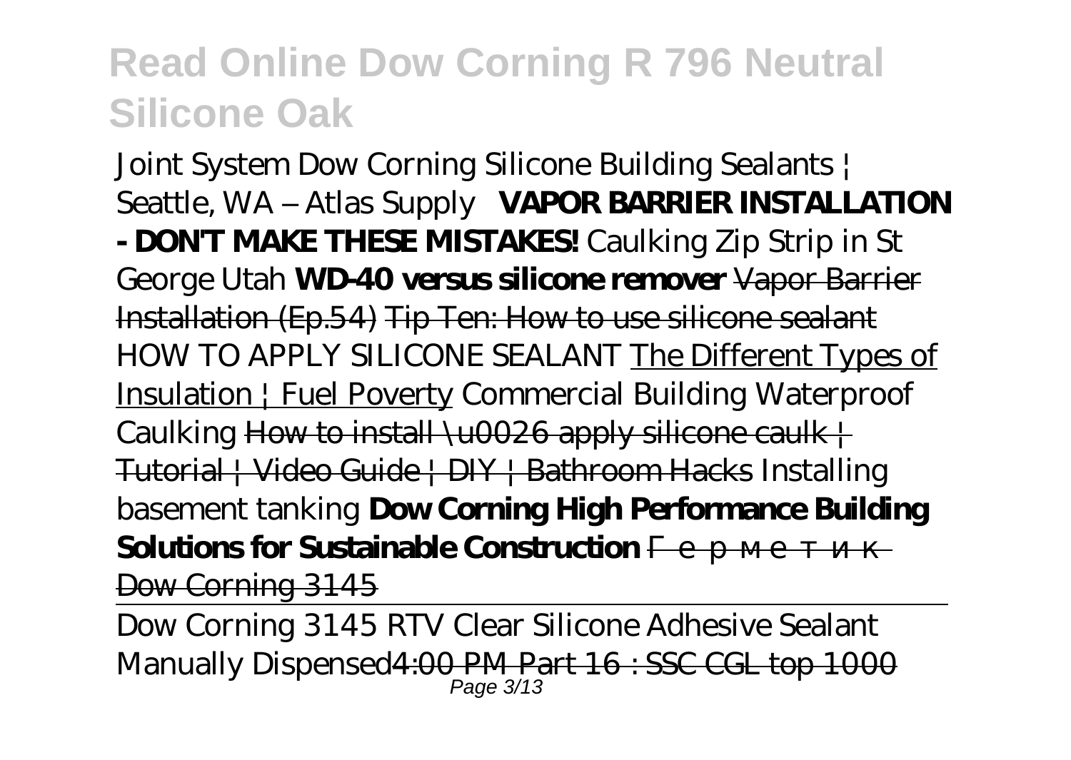Joint System Dow Corning Silicone Building Sealants | Seattle, WA – Atlas Supply **VAPOR BARRIER INSTALLATION - DON'T MAKE THESE MISTAKES!** Caulking Zip Strip in St George Utah **WD-40 versus silicone remover** ~~Vapor Barrier Installation (Ep.54)~~ ~~Tip Ten: How to use silicone sealant~~ HOW TO APPLY SILICONE SEALANT The Different Types of Insulation | Fuel Poverty Commercial Building Waterproof Caulking ~~How to install \u0026 apply silicone caulk | Tutorial | Video Guide | DIY | Bathroom Hacks~~ Installing basement tanking **Dow Corning High Performance Building Solutions for Sustainable Construction** ~~Герметик Dow Corning 3145~~

Dow Corning 3145 RTV Clear Silicone Adhesive Sealant Manually Dispensed~~4:00 PM Part 16 : SSC CGL top 1000~~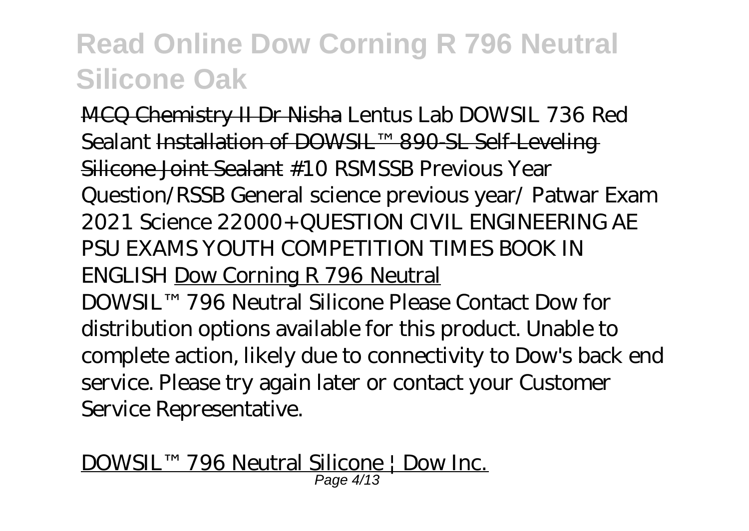MCQ Chemistry II Dr Nisha *Lentus Lab DOWSIL 736 Red Sealant* Installation of DOWSIL™ 890-SL Self-Leveling Silicone Joint Sealant *#10 RSMSSB Previous Year Question/RSSB General science previous year/ Patwar Exam 2021 Science 22000+ QUESTION CIVIL ENGINEERING AE PSU EXAMS YOUTH COMPETITION TIMES BOOK IN ENGLISH* Dow Corning R 796 Neutral

DOWSIL™ 796 Neutral Silicone Please Contact Dow for distribution options available for this product. Unable to complete action, likely due to connectivity to Dow's back end service. Please try again later or contact your Customer Service Representative.

DOWSIL™ 796 Neutral Silicone | Dow Inc.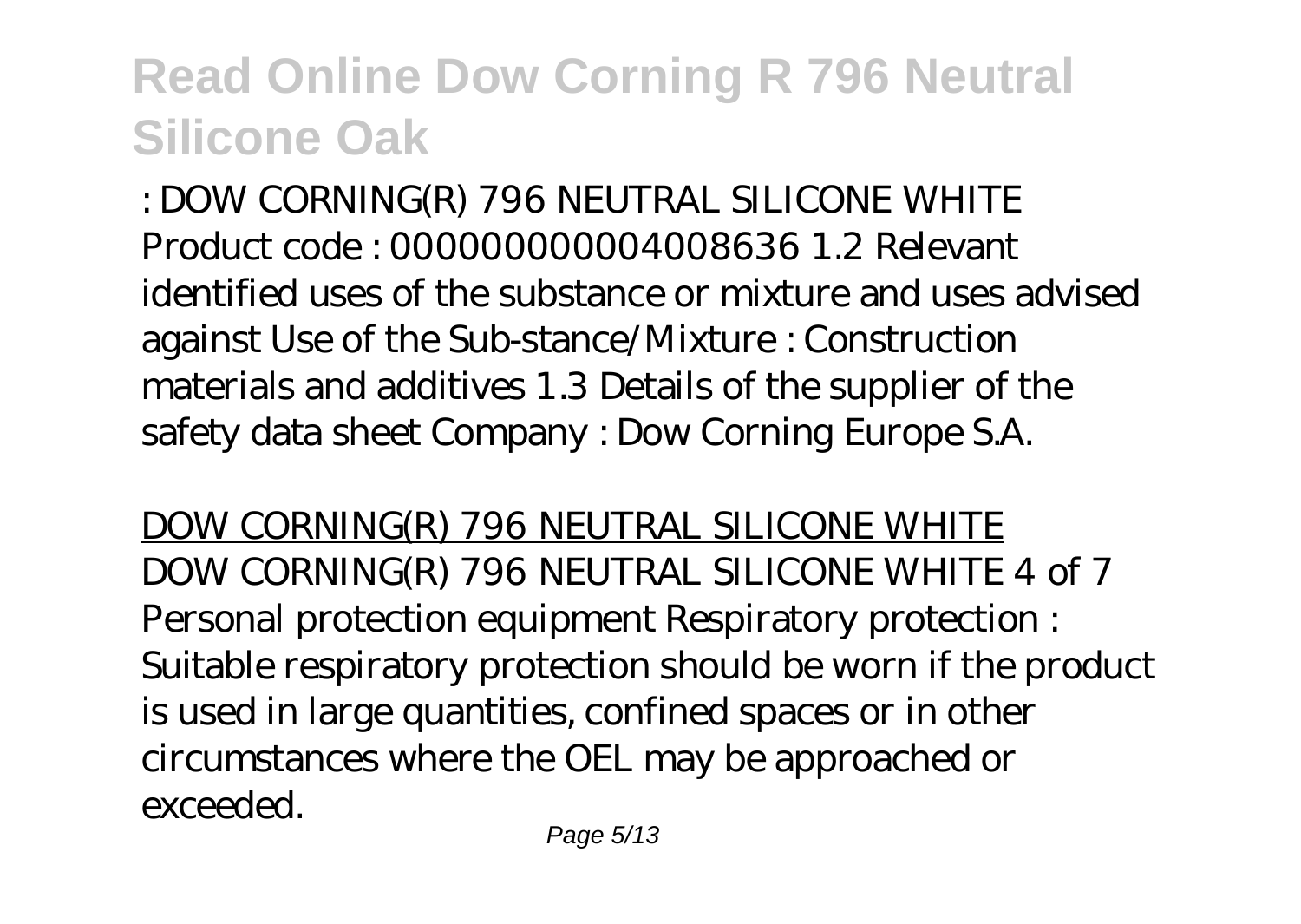: DOW CORNING(R) 796 NEUTRAL SILICONE WHITE Product code : 000000000004008636 1.2 Relevant identified uses of the substance or mixture and uses advised against Use of the Sub-stance/Mixture : Construction materials and additives 1.3 Details of the supplier of the safety data sheet Company : Dow Corning Europe S.A.

## DOW CORNING(R) 796 NEUTRAL SILICONE WHITE

DOW CORNING(R) 796 NEUTRAL SILICONE WHITE 4 of 7 Personal protection equipment Respiratory protection : Suitable respiratory protection should be worn if the product is used in large quantities, confined spaces or in other circumstances where the OEL may be approached or exceeded.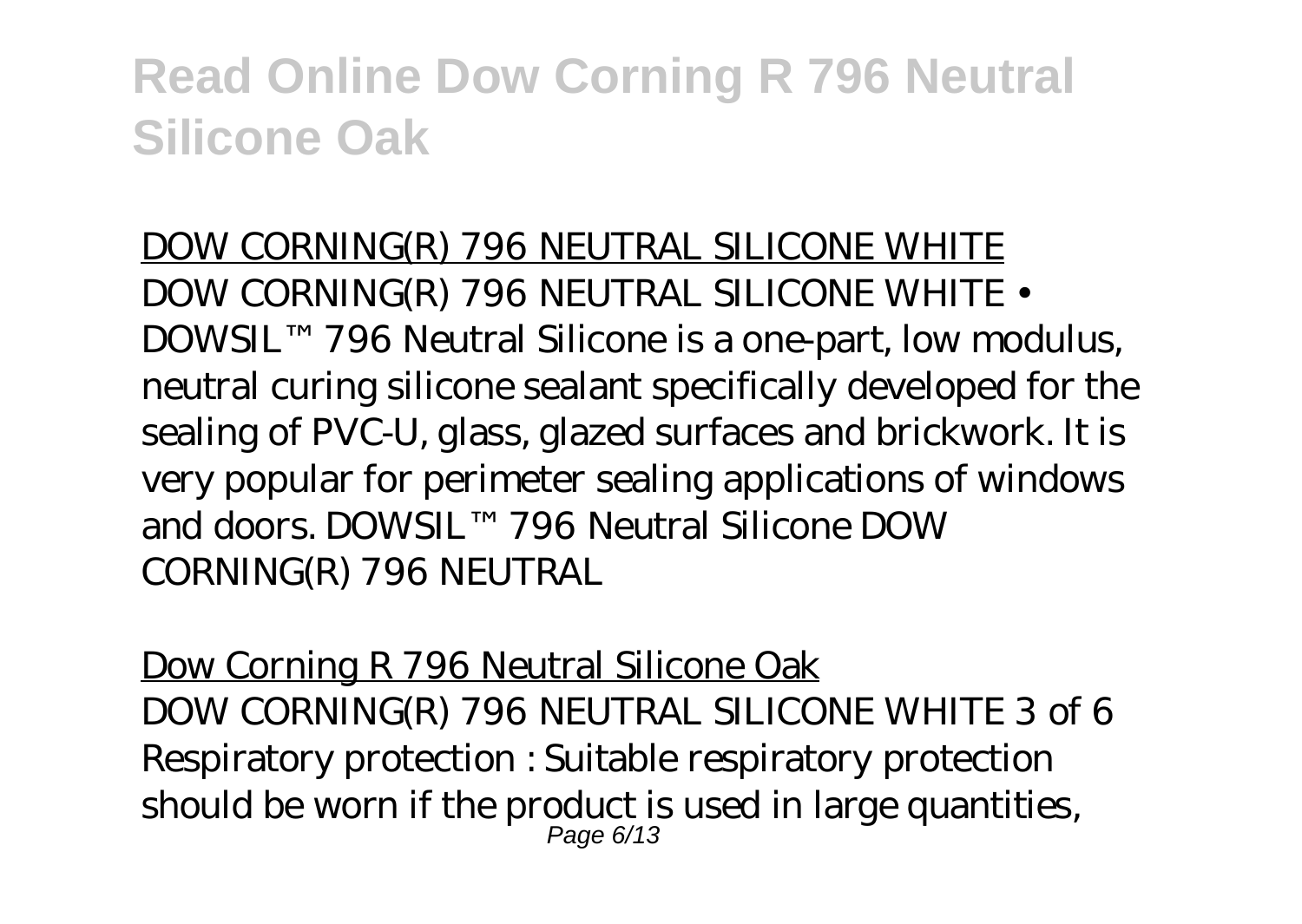DOW CORNING(R) 796 NEUTRAL SILICONE WHITE

DOW CORNING(R) 796 NEUTRAL SILICONE WHITE • DOWSIL™ 796 Neutral Silicone is a one-part, low modulus, neutral curing silicone sealant specifically developed for the sealing of PVC-U, glass, glazed surfaces and brickwork. It is very popular for perimeter sealing applications of windows and doors. DOWSIL™ 796 Neutral Silicone DOW CORNING(R) 796 NEUTRAL

Dow Corning R 796 Neutral Silicone Oak

DOW CORNING(R) 796 NEUTRAL SILICONE WHITE 3 of 6 Respiratory protection : Suitable respiratory protection should be worn if the product is used in large quantities,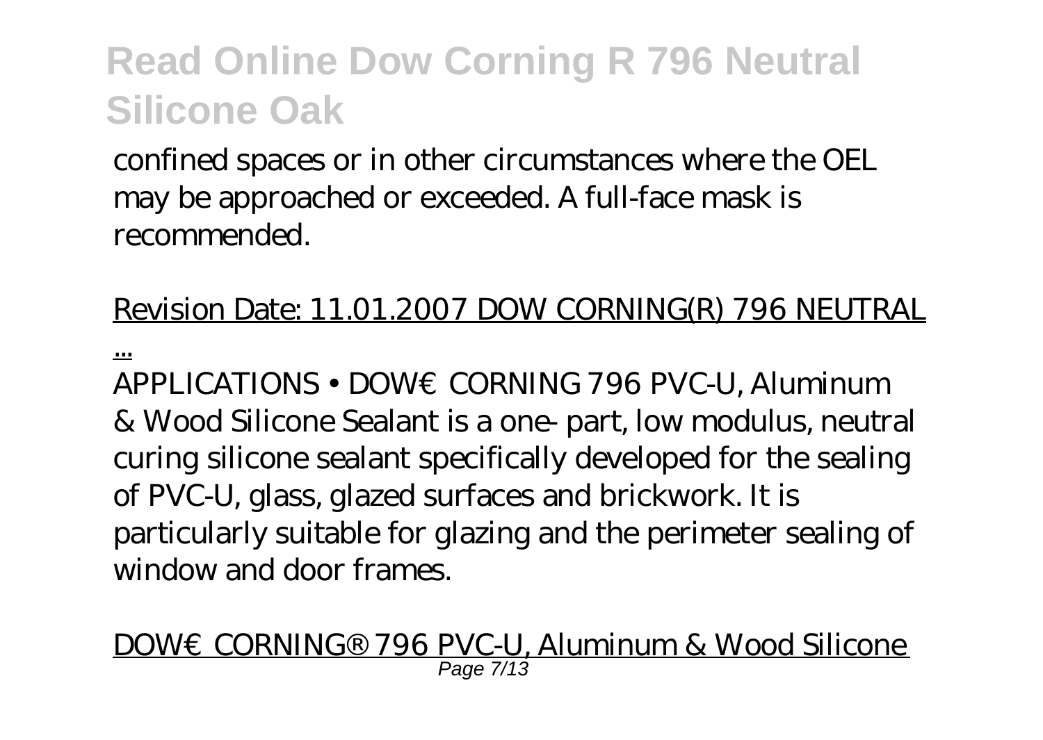confined spaces or in other circumstances where the OEL may be approached or exceeded. A full-face mask is recommended.

Revision Date: 11.01.2007 DOW CORNING(R) 796 NEUTRAL ...

APPLICATIONS • DOW€CORNING 796 PVC-U, Aluminum & Wood Silicone Sealant is a one- part, low modulus, neutral curing silicone sealant specifically developed for the sealing of PVC-U, glass, glazed surfaces and brickwork. It is particularly suitable for glazing and the perimeter sealing of window and door frames.

DOW€CORNING® 796 PVC-U, Aluminum & Wood Silicone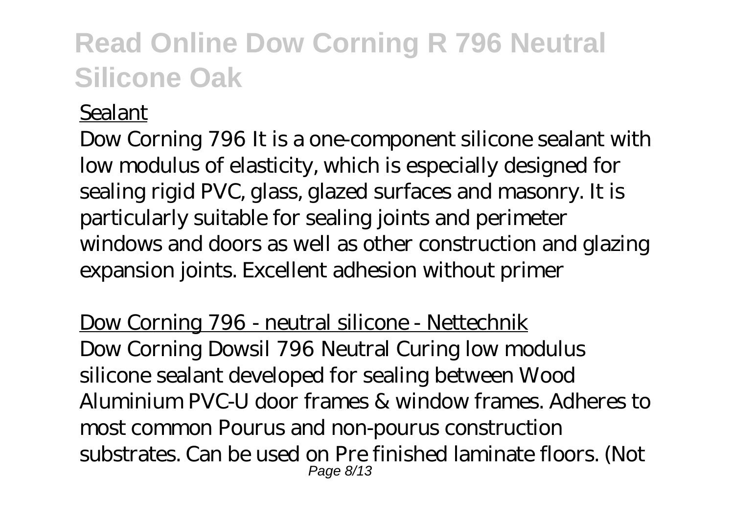Sealant

Dow Corning 796 It is a one-component silicone sealant with low modulus of elasticity, which is especially designed for sealing rigid PVC, glass, glazed surfaces and masonry. It is particularly suitable for sealing joints and perimeter windows and doors as well as other construction and glazing expansion joints. Excellent adhesion without primer

Dow Corning 796 - neutral silicone - Nettechnik

Dow Corning Dowsil 796 Neutral Curing low modulus silicone sealant developed for sealing between Wood Aluminium PVC-U door frames & window frames. Adheres to most common Pourus and non-pourus construction substrates. Can be used on Pre finished laminate floors. (Not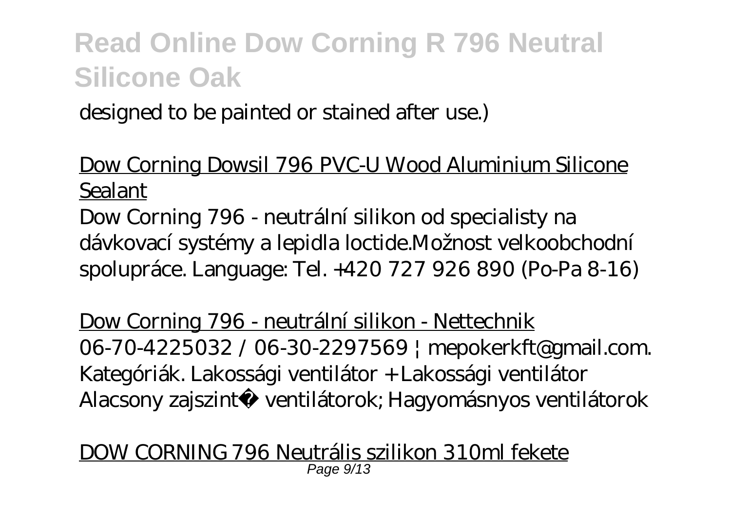designed to be painted or stained after use.)

Dow Corning Dowsil 796 PVC-U Wood Aluminium Silicone Sealant

Dow Corning 796 - neutrální silikon od specialisty na dávkovací systémy a lepidla loctide.Možnost velkoobchodní spolupráce. Language: Tel. +420 727 926 890 (Po-Pa 8-16)

Dow Corning 796 - neutrální silikon - Nettechnik

06-70-4225032 / 06-30-2297569 | mepokerkft@gmail.com. Kategóriák. Lakossági ventilátor + Lakossági ventilátor Alacsony zajszint� ventilátorok; Hagyomásnyos ventilátorok

DOW CORNING 796 Neutrális szilikon 310ml fekete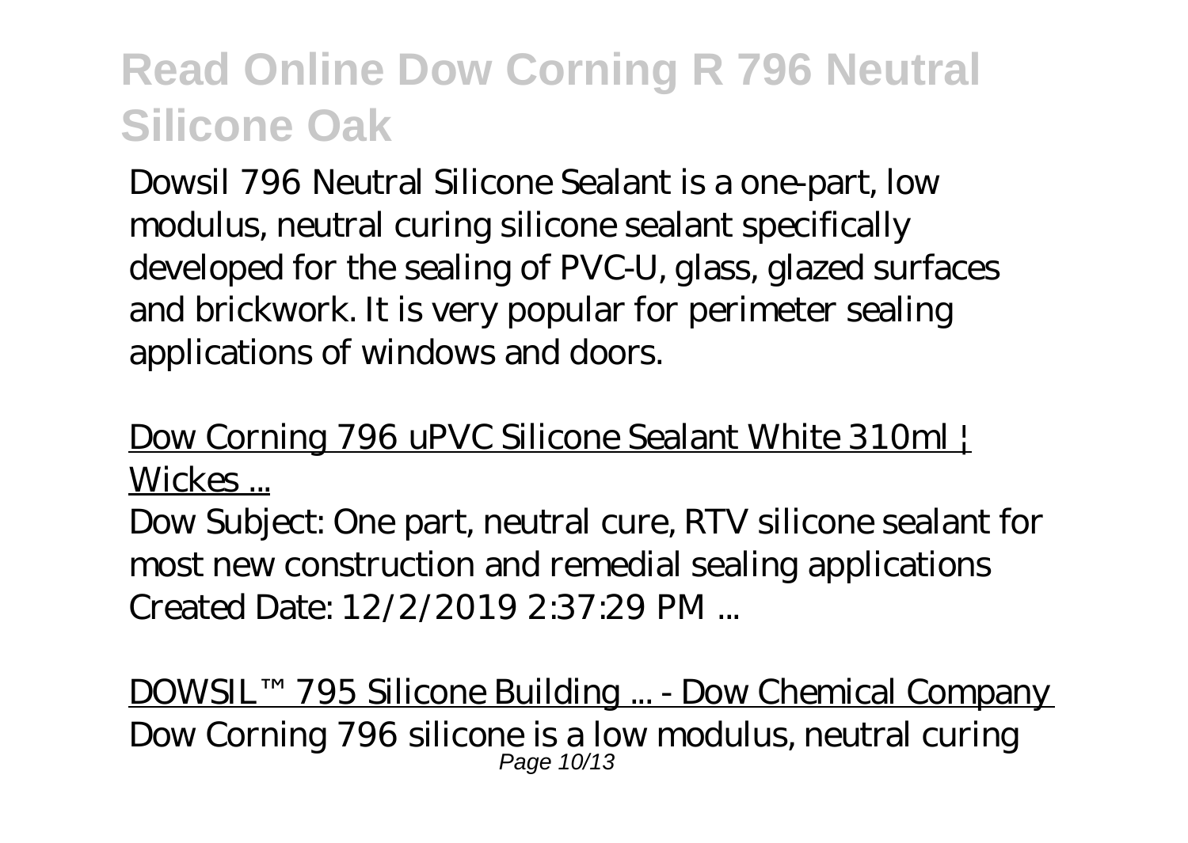# Read Online Dow Corning R 796 Neutral Silicone Oak

Dowsil 796 Neutral Silicone Sealant is a one-part, low modulus, neutral curing silicone sealant specifically developed for the sealing of PVC-U, glass, glazed surfaces and brickwork. It is very popular for perimeter sealing applications of windows and doors.

Dow Corning 796 uPVC Silicone Sealant White 310ml | Wickes ...

Dow Subject: One part, neutral cure, RTV silicone sealant for most new construction and remedial sealing applications Created Date: 12/2/2019 2:37:29 PM ...

DOWSIL™ 795 Silicone Building ... - Dow Chemical Company

Dow Corning 796 silicone is a low modulus, neutral curing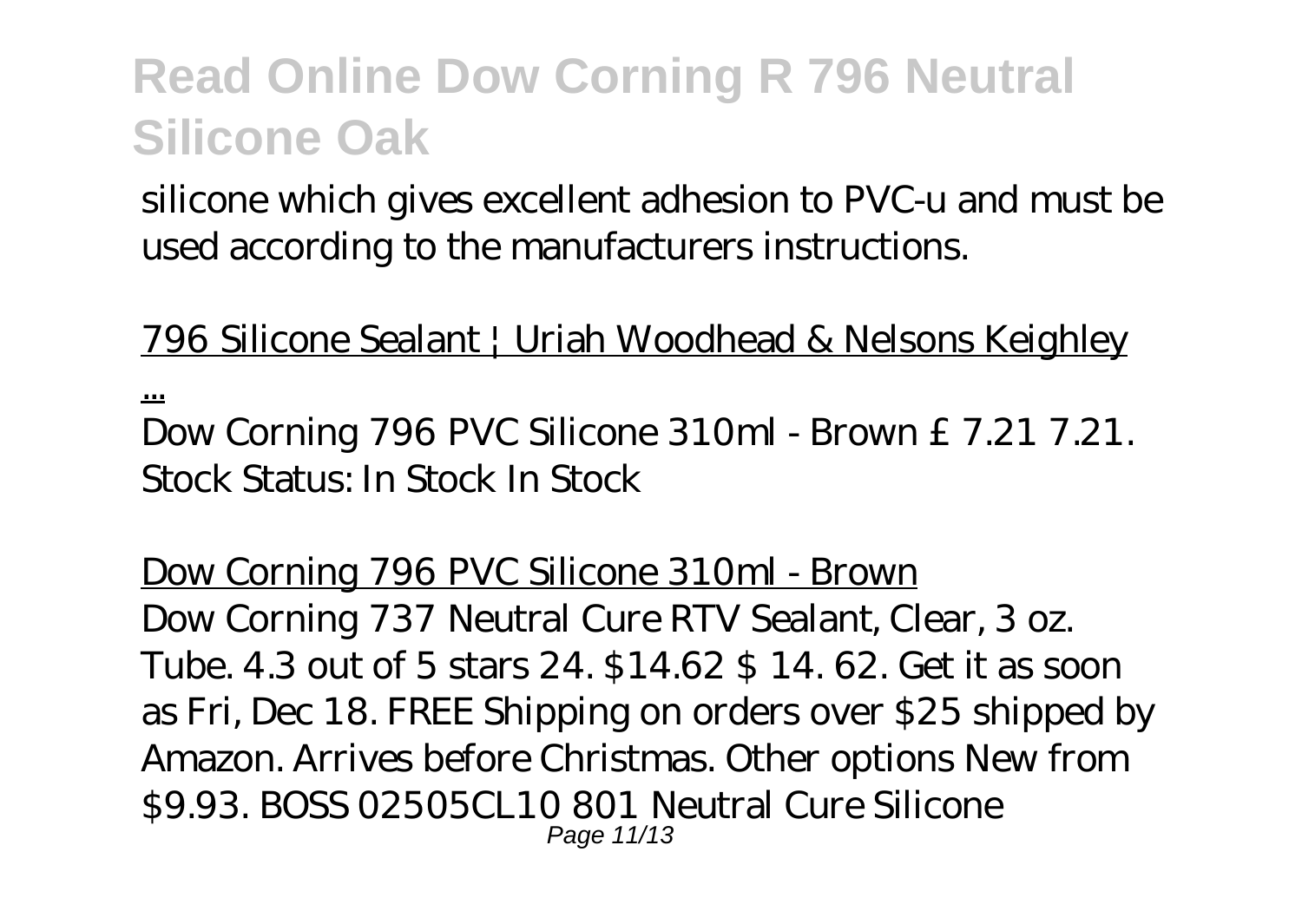silicone which gives excellent adhesion to PVC-u and must be used according to the manufacturers instructions.

796 Silicone Sealant | Uriah Woodhead & Nelsons Keighley ...

Dow Corning 796 PVC Silicone 310ml - Brown £ 7.21 7.21. Stock Status: In Stock In Stock

Dow Corning 796 PVC Silicone 310ml - Brown

Dow Corning 737 Neutral Cure RTV Sealant, Clear, 3 oz. Tube. 4.3 out of 5 stars 24. $14.62 $ 14. 62. Get it as soon as Fri, Dec 18. FREE Shipping on orders over $25 shipped by Amazon. Arrives before Christmas. Other options New from $9.93. BOSS 02505CL10 801 Neutral Cure Silicone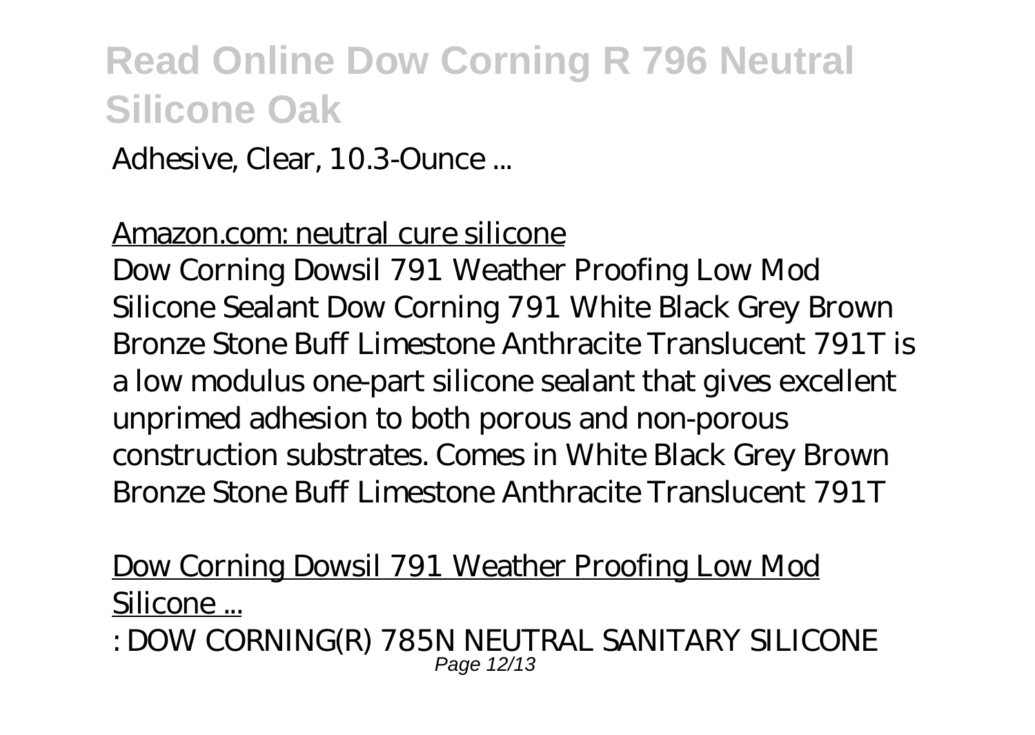Adhesive, Clear, 10.3-Ounce ...

Amazon.com: neutral cure silicone

Dow Corning Dowsil 791 Weather Proofing Low Mod Silicone Sealant Dow Corning 791 White Black Grey Brown Bronze Stone Buff Limestone Anthracite Translucent 791T is a low modulus one-part silicone sealant that gives excellent unprimed adhesion to both porous and non-porous construction substrates. Comes in White Black Grey Brown Bronze Stone Buff Limestone Anthracite Translucent 791T

Dow Corning Dowsil 791 Weather Proofing Low Mod Silicone ...

: DOW CORNING(R) 785N NEUTRAL SANITARY SILICONE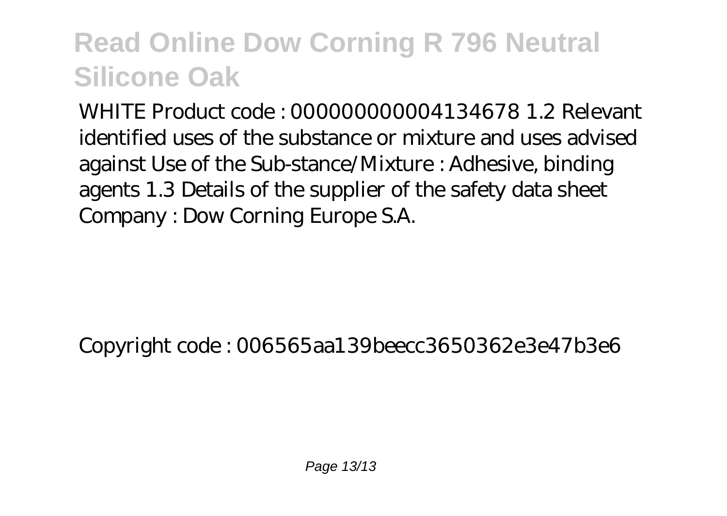WHITE Product code : 000000000004134678 1.2 Relevant identified uses of the substance or mixture and uses advised against Use of the Sub-stance/Mixture : Adhesive, binding agents 1.3 Details of the supplier of the safety data sheet Company : Dow Corning Europe S.A.

Copyright code : 006565aa139beecc3650362e3e47b3e6